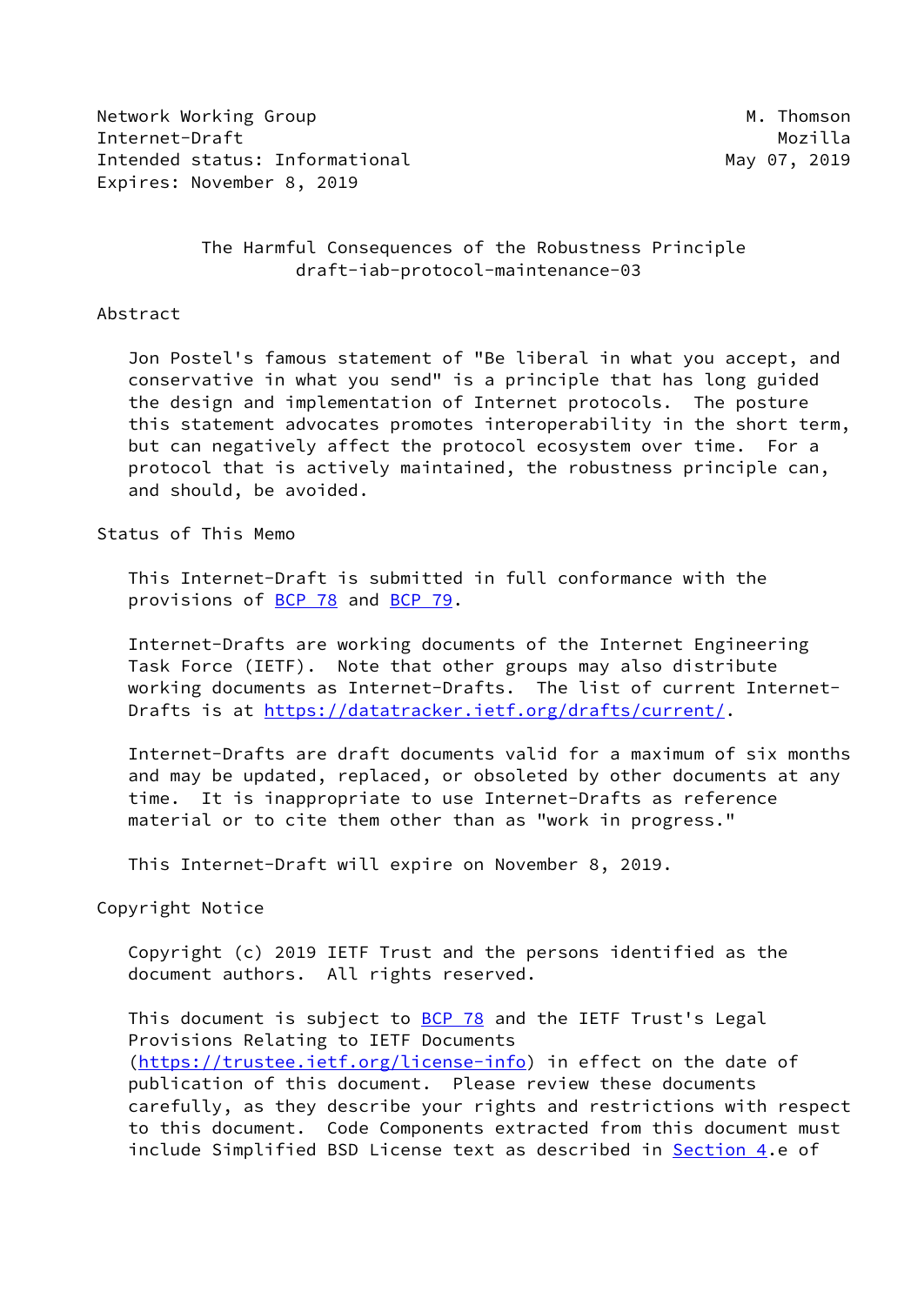Network Working Group M. Thomson
Internet-Draft Mozilla
Intended status: Informational May 07, 2019
Expires: November 8, 2019

# The Harmful Consequences of the Robustness Principle
draft-iab-protocol-maintenance-03

## Abstract

Jon Postel's famous statement of "Be liberal in what you accept, and conservative in what you send" is a principle that has long guided the design and implementation of Internet protocols. The posture this statement advocates promotes interoperability in the short term, but can negatively affect the protocol ecosystem over time. For a protocol that is actively maintained, the robustness principle can, and should, be avoided.

## Status of This Memo

This Internet-Draft is submitted in full conformance with the provisions of BCP 78 and BCP 79.

Internet-Drafts are working documents of the Internet Engineering Task Force (IETF). Note that other groups may also distribute working documents as Internet-Drafts. The list of current Internet-Drafts is at https://datatracker.ietf.org/drafts/current/.

Internet-Drafts are draft documents valid for a maximum of six months and may be updated, replaced, or obsoleted by other documents at any time. It is inappropriate to use Internet-Drafts as reference material or to cite them other than as "work in progress."

This Internet-Draft will expire on November 8, 2019.

## Copyright Notice

Copyright (c) 2019 IETF Trust and the persons identified as the document authors. All rights reserved.

This document is subject to BCP 78 and the IETF Trust's Legal Provisions Relating to IETF Documents (https://trustee.ietf.org/license-info) in effect on the date of publication of this document. Please review these documents carefully, as they describe your rights and restrictions with respect to this document. Code Components extracted from this document must include Simplified BSD License text as described in Section 4.e of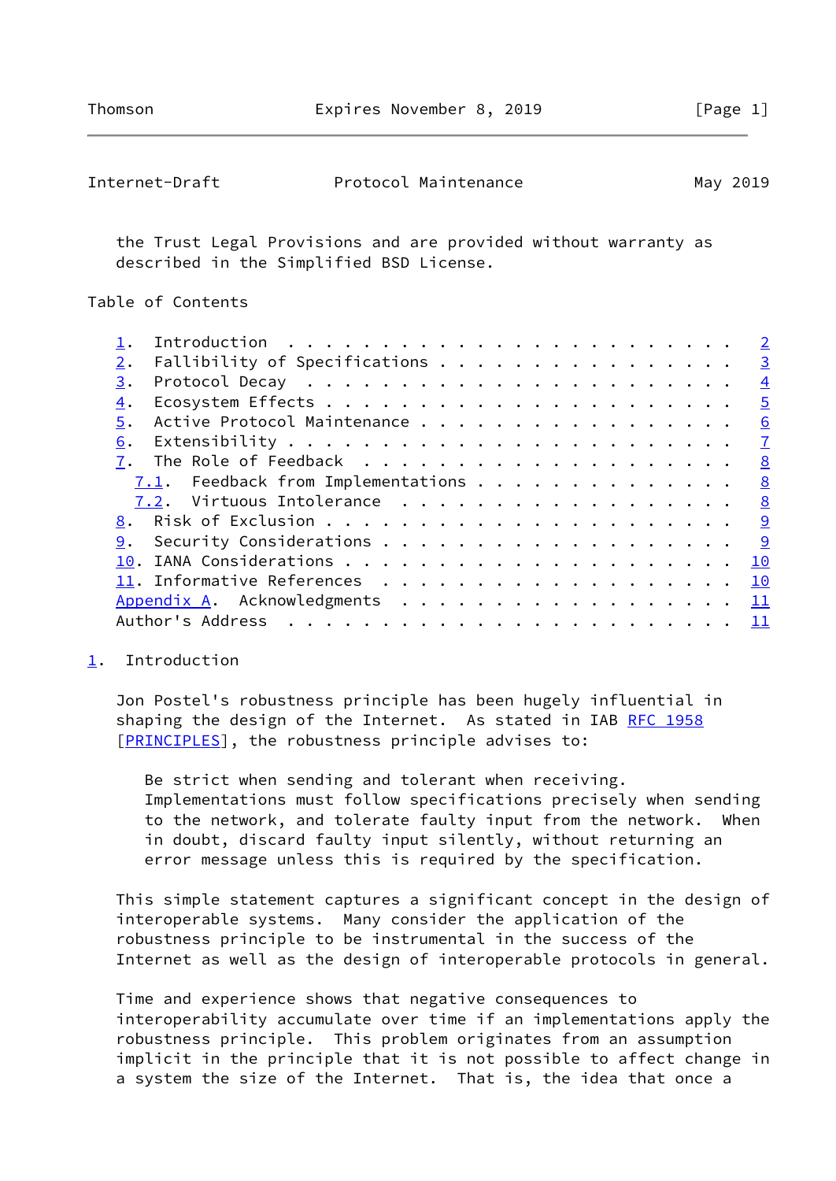the Trust Legal Provisions and are provided without warranty as described in the Simplified BSD License.

## Table of Contents

- 1. Introduction . . . . . . . . . . . . . . . . . . . . . . . . 2
- 2. Fallibility of Specifications . . . . . . . . . . . . . . . . 3
- 3. Protocol Decay . . . . . . . . . . . . . . . . . . . . . . . 4
- 4. Ecosystem Effects . . . . . . . . . . . . . . . . . . . . . . 5
- 5. Active Protocol Maintenance . . . . . . . . . . . . . . . . . 6
- 6. Extensibility . . . . . . . . . . . . . . . . . . . . . . . . 7
- 7. The Role of Feedback . . . . . . . . . . . . . . . . . . . . 8
  - 7.1. Feedback from Implementations . . . . . . . . . . . . . . 8
  - 7.2. Virtuous Intolerance . . . . . . . . . . . . . . . . . . 8
- 8. Risk of Exclusion . . . . . . . . . . . . . . . . . . . . . . 9
- 9. Security Considerations . . . . . . . . . . . . . . . . . . . 9
- 10. IANA Considerations . . . . . . . . . . . . . . . . . . . . . 10
- 11. Informative References . . . . . . . . . . . . . . . . . . . 10
- Appendix A. Acknowledgments . . . . . . . . . . . . . . . . . . 11
- Author's Address . . . . . . . . . . . . . . . . . . . . . . . . 11

## 1. Introduction

Jon Postel's robustness principle has been hugely influential in shaping the design of the Internet. As stated in IAB RFC 1958 [PRINCIPLES], the robustness principle advises to:

> Be strict when sending and tolerant when receiving. Implementations must follow specifications precisely when sending to the network, and tolerate faulty input from the network. When in doubt, discard faulty input silently, without returning an error message unless this is required by the specification.

This simple statement captures a significant concept in the design of interoperable systems. Many consider the application of the robustness principle to be instrumental in the success of the Internet as well as the design of interoperable protocols in general.

Time and experience shows that negative consequences to interoperability accumulate over time if an implementations apply the robustness principle. This problem originates from an assumption implicit in the principle that it is not possible to affect change in a system the size of the Internet. That is, the idea that once a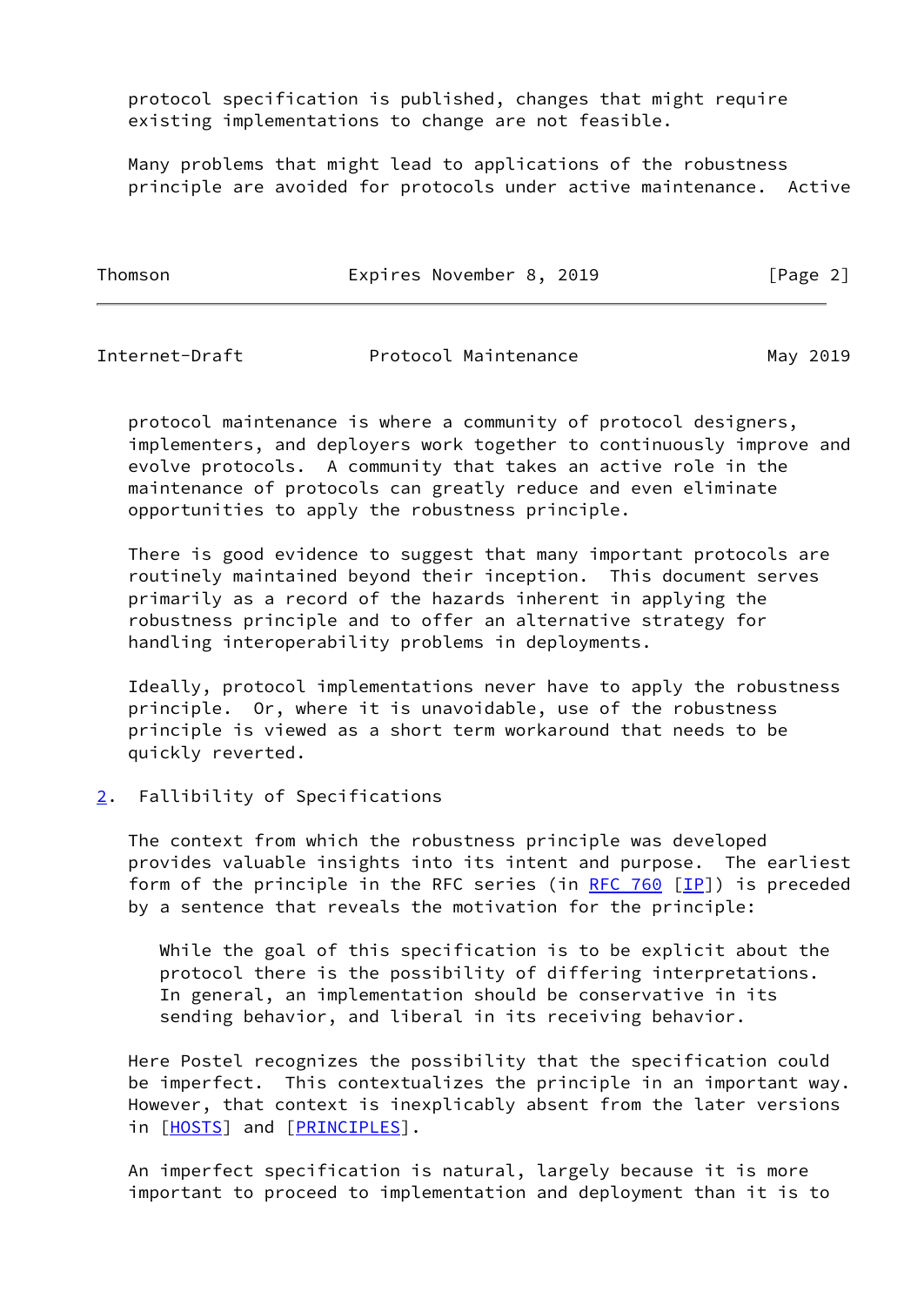protocol specification is published, changes that might require existing implementations to change are not feasible.

Many problems that might lead to applications of the robustness principle are avoided for protocols under active maintenance. Active protocol maintenance is where a community of protocol designers, implementers, and deployers work together to continuously improve and evolve protocols. A community that takes an active role in the maintenance of protocols can greatly reduce and even eliminate opportunities to apply the robustness principle.

There is good evidence to suggest that many important protocols are routinely maintained beyond their inception. This document serves primarily as a record of the hazards inherent in applying the robustness principle and to offer an alternative strategy for handling interoperability problems in deployments.

Ideally, protocol implementations never have to apply the robustness principle. Or, where it is unavoidable, use of the robustness principle is viewed as a short term workaround that needs to be quickly reverted.

## 2. Fallibility of Specifications

The context from which the robustness principle was developed provides valuable insights into its intent and purpose. The earliest form of the principle in the RFC series (in RFC 760 [IP]) is preceded by a sentence that reveals the motivation for the principle:

> While the goal of this specification is to be explicit about the protocol there is the possibility of differing interpretations. In general, an implementation should be conservative in its sending behavior, and liberal in its receiving behavior.

Here Postel recognizes the possibility that the specification could be imperfect. This contextualizes the principle in an important way. However, that context is inexplicably absent from the later versions in [HOSTS] and [PRINCIPLES].

An imperfect specification is natural, largely because it is more important to proceed to implementation and deployment than it is to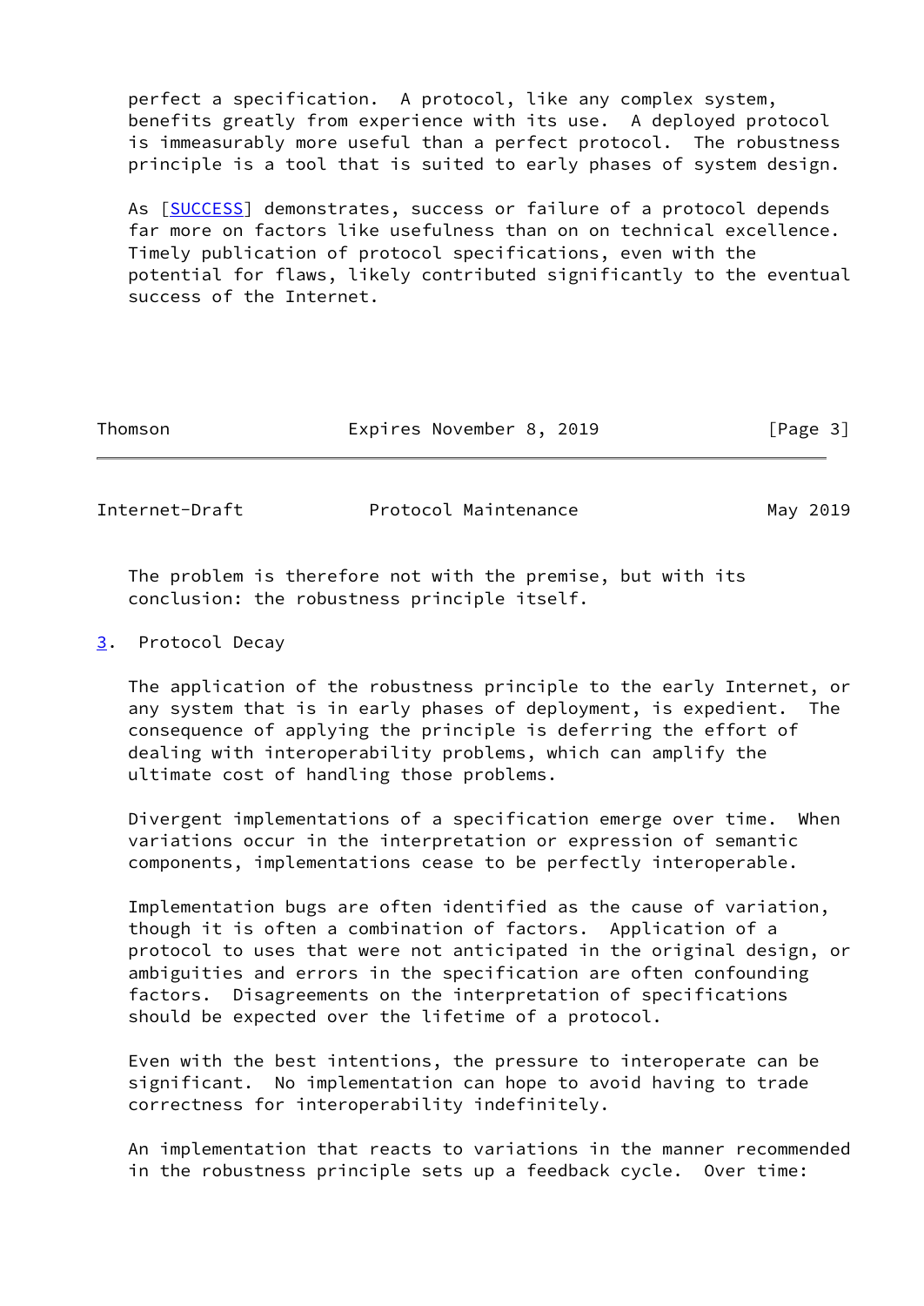perfect a specification. A protocol, like any complex system, benefits greatly from experience with its use. A deployed protocol is immeasurably more useful than a perfect protocol. The robustness principle is a tool that is suited to early phases of system design.

As [SUCCESS] demonstrates, success or failure of a protocol depends far more on factors like usefulness than on on technical excellence. Timely publication of protocol specifications, even with the potential for flaws, likely contributed significantly to the eventual success of the Internet.

The problem is therefore not with the premise, but with its conclusion: the robustness principle itself.

## 3. Protocol Decay

The application of the robustness principle to the early Internet, or any system that is in early phases of deployment, is expedient. The consequence of applying the principle is deferring the effort of dealing with interoperability problems, which can amplify the ultimate cost of handling those problems.

Divergent implementations of a specification emerge over time. When variations occur in the interpretation or expression of semantic components, implementations cease to be perfectly interoperable.

Implementation bugs are often identified as the cause of variation, though it is often a combination of factors. Application of a protocol to uses that were not anticipated in the original design, or ambiguities and errors in the specification are often confounding factors. Disagreements on the interpretation of specifications should be expected over the lifetime of a protocol.

Even with the best intentions, the pressure to interoperate can be significant. No implementation can hope to avoid having to trade correctness for interoperability indefinitely.

An implementation that reacts to variations in the manner recommended in the robustness principle sets up a feedback cycle. Over time: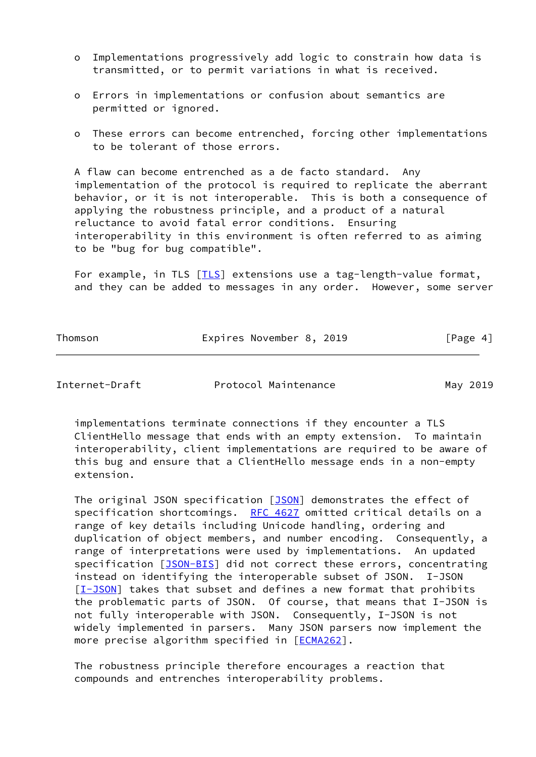- Implementations progressively add logic to constrain how data is transmitted, or to permit variations in what is received.

- Errors in implementations or confusion about semantics are permitted or ignored.

- These errors can become entrenched, forcing other implementations to be tolerant of those errors.

A flaw can become entrenched as a de facto standard. Any implementation of the protocol is required to replicate the aberrant behavior, or it is not interoperable. This is both a consequence of applying the robustness principle, and a product of a natural reluctance to avoid fatal error conditions. Ensuring interoperability in this environment is often referred to as aiming to be "bug for bug compatible".

For example, in TLS [TLS] extensions use a tag-length-value format, and they can be added to messages in any order. However, some server implementations terminate connections if they encounter a TLS ClientHello message that ends with an empty extension. To maintain interoperability, client implementations are required to be aware of this bug and ensure that a ClientHello message ends in a non-empty extension.

The original JSON specification [JSON] demonstrates the effect of specification shortcomings. RFC 4627 omitted critical details on a range of key details including Unicode handling, ordering and duplication of object members, and number encoding. Consequently, a range of interpretations were used by implementations. An updated specification [JSON-BIS] did not correct these errors, concentrating instead on identifying the interoperable subset of JSON. I-JSON [I-JSON] takes that subset and defines a new format that prohibits the problematic parts of JSON. Of course, that means that I-JSON is not fully interoperable with JSON. Consequently, I-JSON is not widely implemented in parsers. Many JSON parsers now implement the more precise algorithm specified in [ECMA262].

The robustness principle therefore encourages a reaction that compounds and entrenches interoperability problems.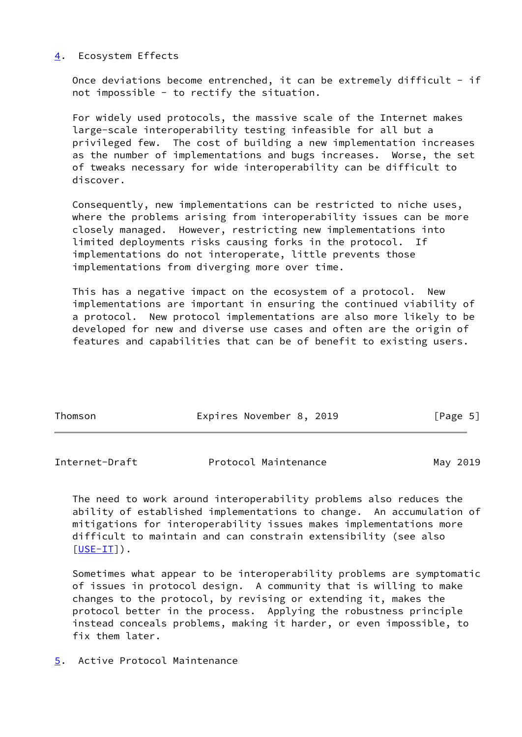## 4. Ecosystem Effects

Once deviations become entrenched, it can be extremely difficult - if not impossible - to rectify the situation.

For widely used protocols, the massive scale of the Internet makes large-scale interoperability testing infeasible for all but a privileged few. The cost of building a new implementation increases as the number of implementations and bugs increases. Worse, the set of tweaks necessary for wide interoperability can be difficult to discover.

Consequently, new implementations can be restricted to niche uses, where the problems arising from interoperability issues can be more closely managed. However, restricting new implementations into limited deployments risks causing forks in the protocol. If implementations do not interoperate, little prevents those implementations from diverging more over time.

This has a negative impact on the ecosystem of a protocol. New implementations are important in ensuring the continued viability of a protocol. New protocol implementations are also more likely to be developed for new and diverse use cases and often are the origin of features and capabilities that can be of benefit to existing users.

The need to work around interoperability problems also reduces the ability of established implementations to change. An accumulation of mitigations for interoperability issues makes implementations more difficult to maintain and can constrain extensibility (see also [USE-IT]).

Sometimes what appear to be interoperability problems are symptomatic of issues in protocol design. A community that is willing to make changes to the protocol, by revising or extending it, makes the protocol better in the process. Applying the robustness principle instead conceals problems, making it harder, or even impossible, to fix them later.

## 5. Active Protocol Maintenance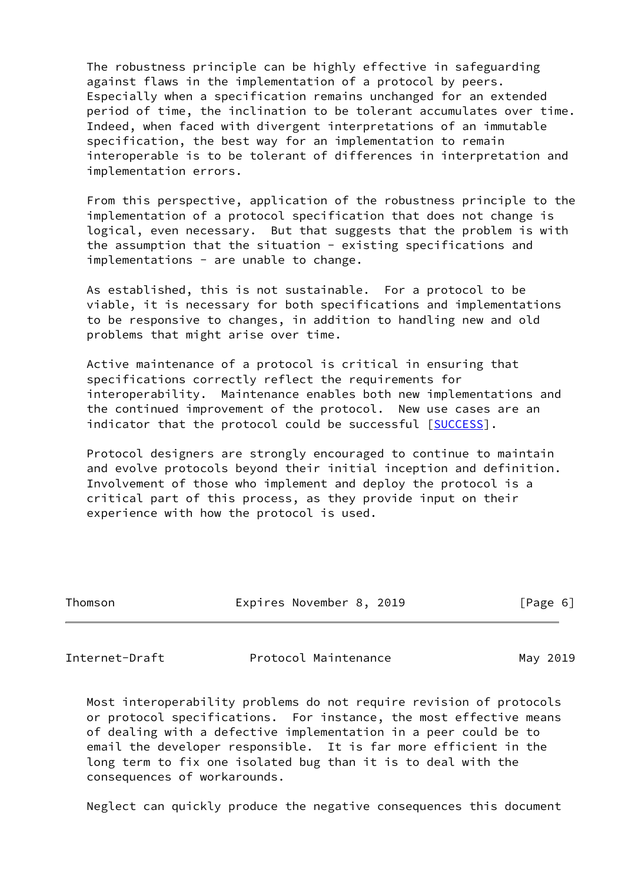The robustness principle can be highly effective in safeguarding against flaws in the implementation of a protocol by peers. Especially when a specification remains unchanged for an extended period of time, the inclination to be tolerant accumulates over time. Indeed, when faced with divergent interpretations of an immutable specification, the best way for an implementation to remain interoperable is to be tolerant of differences in interpretation and implementation errors.

From this perspective, application of the robustness principle to the implementation of a protocol specification that does not change is logical, even necessary. But that suggests that the problem is with the assumption that the situation - existing specifications and implementations - are unable to change.

As established, this is not sustainable. For a protocol to be viable, it is necessary for both specifications and implementations to be responsive to changes, in addition to handling new and old problems that might arise over time.

Active maintenance of a protocol is critical in ensuring that specifications correctly reflect the requirements for interoperability. Maintenance enables both new implementations and the continued improvement of the protocol. New use cases are an indicator that the protocol could be successful [SUCCESS].

Protocol designers are strongly encouraged to continue to maintain and evolve protocols beyond their initial inception and definition. Involvement of those who implement and deploy the protocol is a critical part of this process, as they provide input on their experience with how the protocol is used.

Most interoperability problems do not require revision of protocols or protocol specifications. For instance, the most effective means of dealing with a defective implementation in a peer could be to email the developer responsible. It is far more efficient in the long term to fix one isolated bug than it is to deal with the consequences of workarounds.

Neglect can quickly produce the negative consequences this document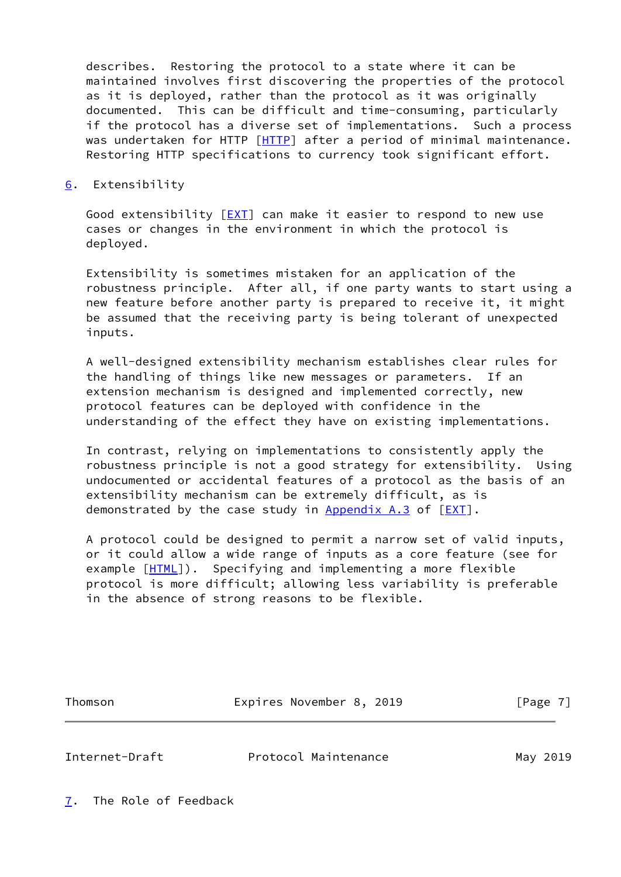describes. Restoring the protocol to a state where it can be maintained involves first discovering the properties of the protocol as it is deployed, rather than the protocol as it was originally documented. This can be difficult and time-consuming, particularly if the protocol has a diverse set of implementations. Such a process was undertaken for HTTP [HTTP] after a period of minimal maintenance. Restoring HTTP specifications to currency took significant effort.

## 6. Extensibility

Good extensibility [EXT] can make it easier to respond to new use cases or changes in the environment in which the protocol is deployed.

Extensibility is sometimes mistaken for an application of the robustness principle. After all, if one party wants to start using a new feature before another party is prepared to receive it, it might be assumed that the receiving party is being tolerant of unexpected inputs.

A well-designed extensibility mechanism establishes clear rules for the handling of things like new messages or parameters. If an extension mechanism is designed and implemented correctly, new protocol features can be deployed with confidence in the understanding of the effect they have on existing implementations.

In contrast, relying on implementations to consistently apply the robustness principle is not a good strategy for extensibility. Using undocumented or accidental features of a protocol as the basis of an extensibility mechanism can be extremely difficult, as is demonstrated by the case study in Appendix A.3 of [EXT].

A protocol could be designed to permit a narrow set of valid inputs, or it could allow a wide range of inputs as a core feature (see for example [HTML]). Specifying and implementing a more flexible protocol is more difficult; allowing less variability is preferable in the absence of strong reasons to be flexible.

## 7. The Role of Feedback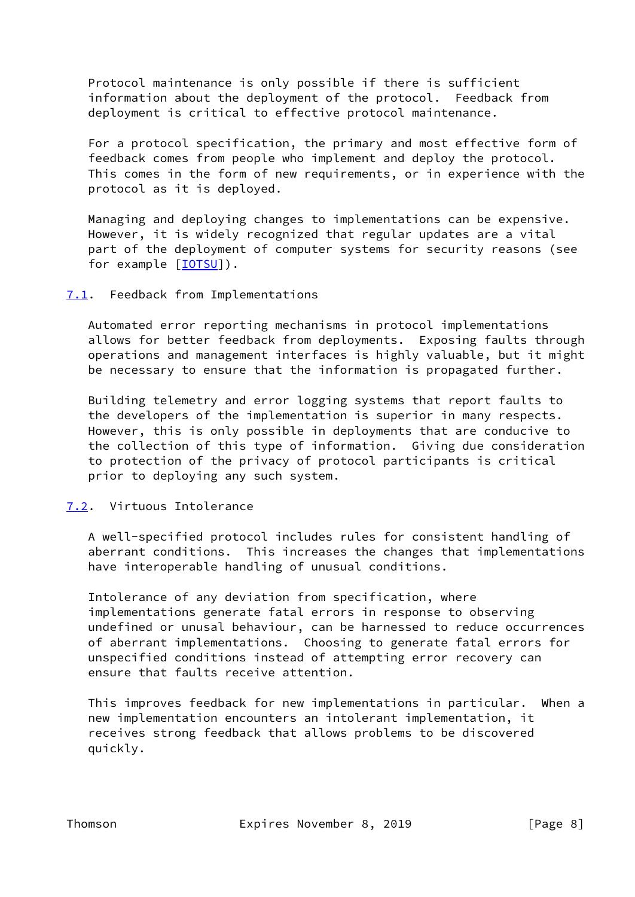Protocol maintenance is only possible if there is sufficient information about the deployment of the protocol. Feedback from deployment is critical to effective protocol maintenance.

For a protocol specification, the primary and most effective form of feedback comes from people who implement and deploy the protocol. This comes in the form of new requirements, or in experience with the protocol as it is deployed.

Managing and deploying changes to implementations can be expensive. However, it is widely recognized that regular updates are a vital part of the deployment of computer systems for security reasons (see for example [IOTSU]).

### 7.1. Feedback from Implementations

Automated error reporting mechanisms in protocol implementations allows for better feedback from deployments. Exposing faults through operations and management interfaces is highly valuable, but it might be necessary to ensure that the information is propagated further.

Building telemetry and error logging systems that report faults to the developers of the implementation is superior in many respects. However, this is only possible in deployments that are conducive to the collection of this type of information. Giving due consideration to protection of the privacy of protocol participants is critical prior to deploying any such system.

### 7.2. Virtuous Intolerance

A well-specified protocol includes rules for consistent handling of aberrant conditions. This increases the changes that implementations have interoperable handling of unusual conditions.

Intolerance of any deviation from specification, where implementations generate fatal errors in response to observing undefined or unusal behaviour, can be harnessed to reduce occurrences of aberrant implementations. Choosing to generate fatal errors for unspecified conditions instead of attempting error recovery can ensure that faults receive attention.

This improves feedback for new implementations in particular. When a new implementation encounters an intolerant implementation, it receives strong feedback that allows problems to be discovered quickly.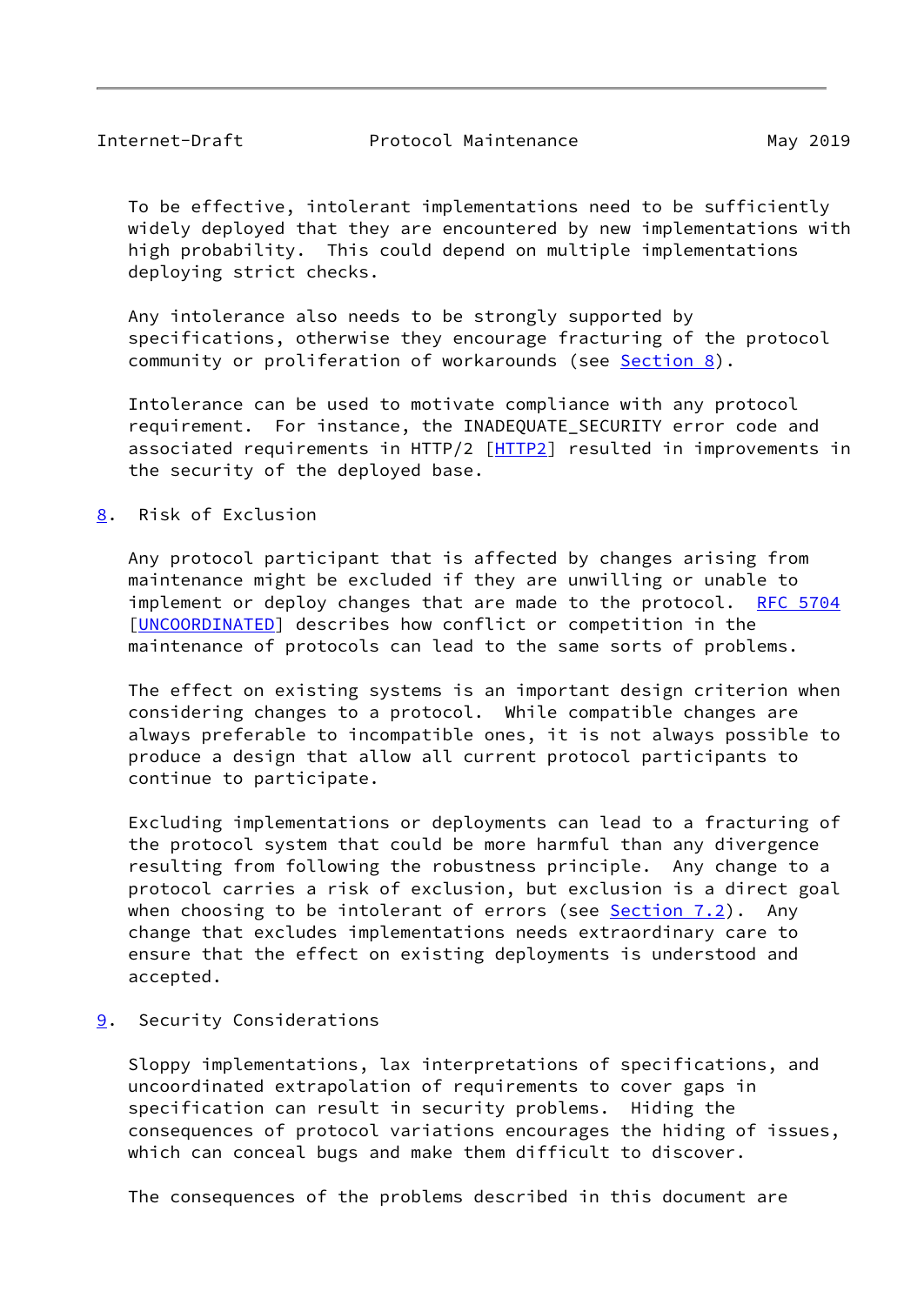To be effective, intolerant implementations need to be sufficiently widely deployed that they are encountered by new implementations with high probability. This could depend on multiple implementations deploying strict checks.

Any intolerance also needs to be strongly supported by specifications, otherwise they encourage fracturing of the protocol community or proliferation of workarounds (see Section 8).

Intolerance can be used to motivate compliance with any protocol requirement. For instance, the INADEQUATE_SECURITY error code and associated requirements in HTTP/2 [HTTP2] resulted in improvements in the security of the deployed base.

## 8. Risk of Exclusion

Any protocol participant that is affected by changes arising from maintenance might be excluded if they are unwilling or unable to implement or deploy changes that are made to the protocol. RFC 5704 [UNCOORDINATED] describes how conflict or competition in the maintenance of protocols can lead to the same sorts of problems.

The effect on existing systems is an important design criterion when considering changes to a protocol. While compatible changes are always preferable to incompatible ones, it is not always possible to produce a design that allow all current protocol participants to continue to participate.

Excluding implementations or deployments can lead to a fracturing of the protocol system that could be more harmful than any divergence resulting from following the robustness principle. Any change to a protocol carries a risk of exclusion, but exclusion is a direct goal when choosing to be intolerant of errors (see Section 7.2). Any change that excludes implementations needs extraordinary care to ensure that the effect on existing deployments is understood and accepted.

## 9. Security Considerations

Sloppy implementations, lax interpretations of specifications, and uncoordinated extrapolation of requirements to cover gaps in specification can result in security problems. Hiding the consequences of protocol variations encourages the hiding of issues, which can conceal bugs and make them difficult to discover.

The consequences of the problems described in this document are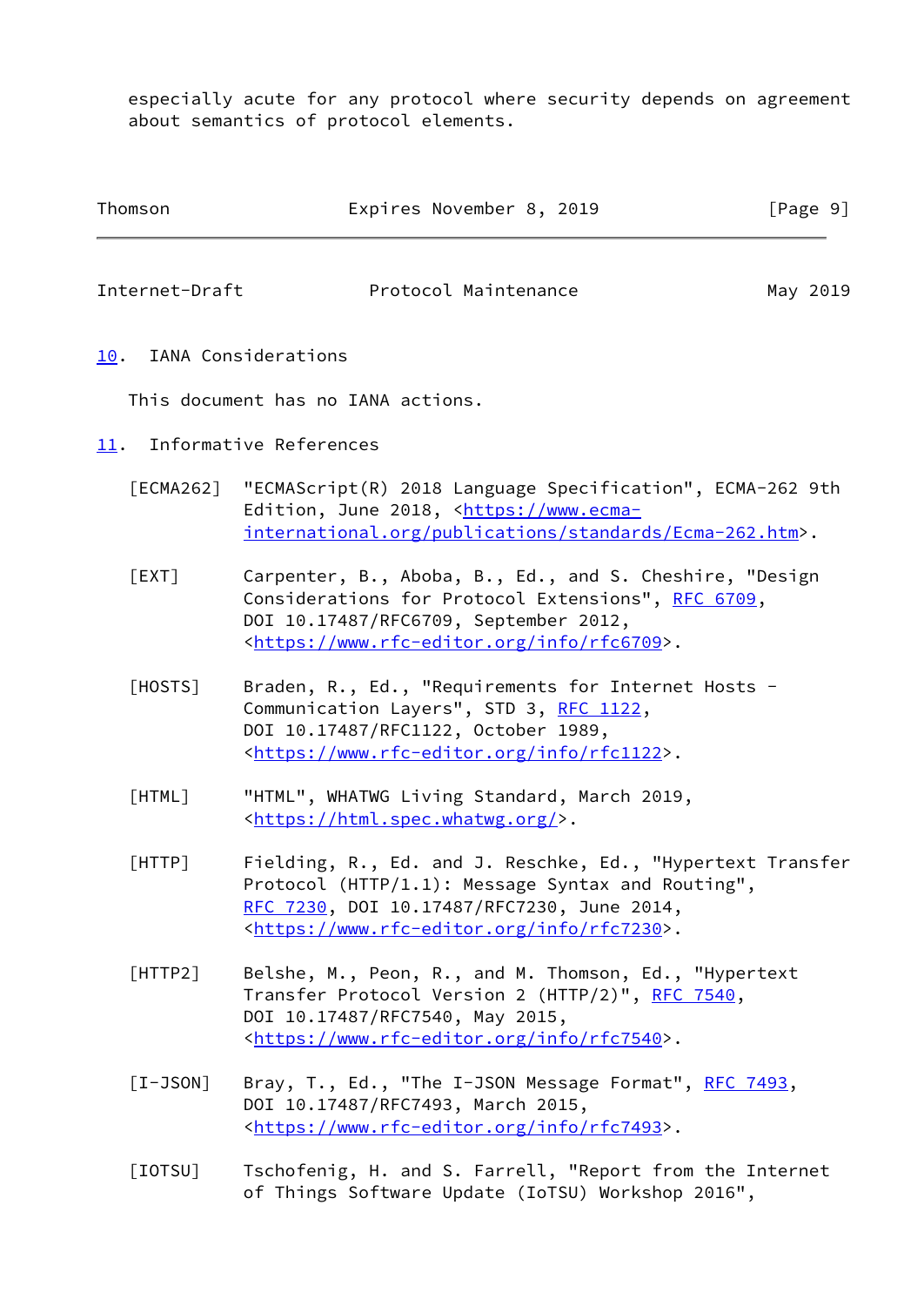especially acute for any protocol where security depends on agreement about semantics of protocol elements.

## 10. IANA Considerations

This document has no IANA actions.

## 11. Informative References

[ECMA262] "ECMAScript(R) 2018 Language Specification", ECMA-262 9th Edition, June 2018, <https://www.ecma-international.org/publications/standards/Ecma-262.htm>.

[EXT] Carpenter, B., Aboba, B., Ed., and S. Cheshire, "Design Considerations for Protocol Extensions", RFC 6709, DOI 10.17487/RFC6709, September 2012, <https://www.rfc-editor.org/info/rfc6709>.

[HOSTS] Braden, R., Ed., "Requirements for Internet Hosts - Communication Layers", STD 3, RFC 1122, DOI 10.17487/RFC1122, October 1989, <https://www.rfc-editor.org/info/rfc1122>.

[HTML] "HTML", WHATWG Living Standard, March 2019, <https://html.spec.whatwg.org/>.

[HTTP] Fielding, R., Ed. and J. Reschke, Ed., "Hypertext Transfer Protocol (HTTP/1.1): Message Syntax and Routing", RFC 7230, DOI 10.17487/RFC7230, June 2014, <https://www.rfc-editor.org/info/rfc7230>.

[HTTP2] Belshe, M., Peon, R., and M. Thomson, Ed., "Hypertext Transfer Protocol Version 2 (HTTP/2)", RFC 7540, DOI 10.17487/RFC7540, May 2015, <https://www.rfc-editor.org/info/rfc7540>.

[I-JSON] Bray, T., Ed., "The I-JSON Message Format", RFC 7493, DOI 10.17487/RFC7493, March 2015, <https://www.rfc-editor.org/info/rfc7493>.

[IOTSU] Tschofenig, H. and S. Farrell, "Report from the Internet of Things Software Update (IoTSU) Workshop 2016",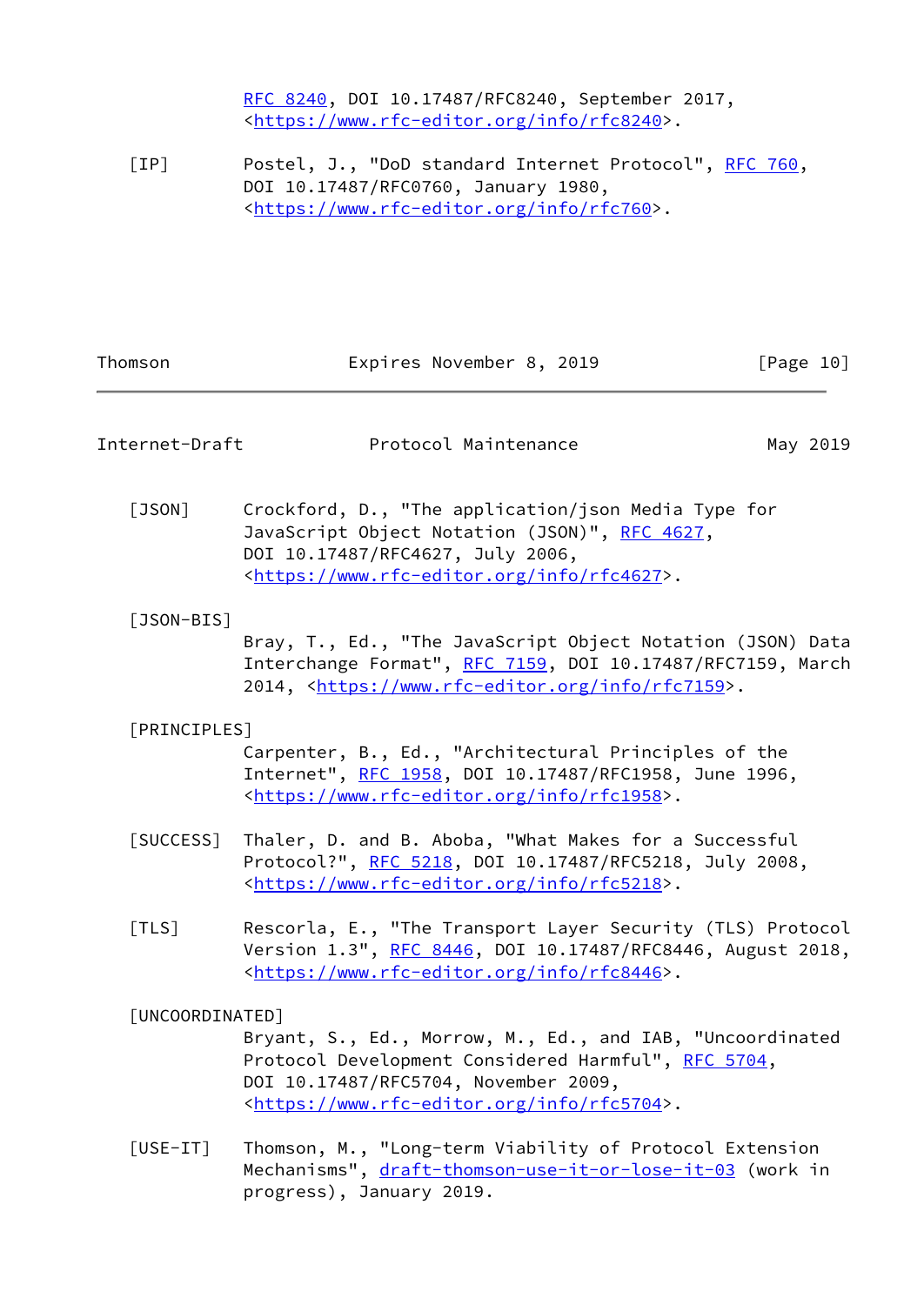RFC 8240, DOI 10.17487/RFC8240, September 2017, <https://www.rfc-editor.org/info/rfc8240>.

[IP] Postel, J., "DoD standard Internet Protocol", RFC 760, DOI 10.17487/RFC0760, January 1980, <https://www.rfc-editor.org/info/rfc760>.

[JSON] Crockford, D., "The application/json Media Type for JavaScript Object Notation (JSON)", RFC 4627, DOI 10.17487/RFC4627, July 2006, <https://www.rfc-editor.org/info/rfc4627>.

[JSON-BIS] Bray, T., Ed., "The JavaScript Object Notation (JSON) Data Interchange Format", RFC 7159, DOI 10.17487/RFC7159, March 2014, <https://www.rfc-editor.org/info/rfc7159>.

[PRINCIPLES] Carpenter, B., Ed., "Architectural Principles of the Internet", RFC 1958, DOI 10.17487/RFC1958, June 1996, <https://www.rfc-editor.org/info/rfc1958>.

[SUCCESS] Thaler, D. and B. Aboba, "What Makes for a Successful Protocol?", RFC 5218, DOI 10.17487/RFC5218, July 2008, <https://www.rfc-editor.org/info/rfc5218>.

[TLS] Rescorla, E., "The Transport Layer Security (TLS) Protocol Version 1.3", RFC 8446, DOI 10.17487/RFC8446, August 2018, <https://www.rfc-editor.org/info/rfc8446>.

[UNCOORDINATED] Bryant, S., Ed., Morrow, M., Ed., and IAB, "Uncoordinated Protocol Development Considered Harmful", RFC 5704, DOI 10.17487/RFC5704, November 2009, <https://www.rfc-editor.org/info/rfc5704>.

[USE-IT] Thomson, M., "Long-term Viability of Protocol Extension Mechanisms", draft-thomson-use-it-or-lose-it-03 (work in progress), January 2019.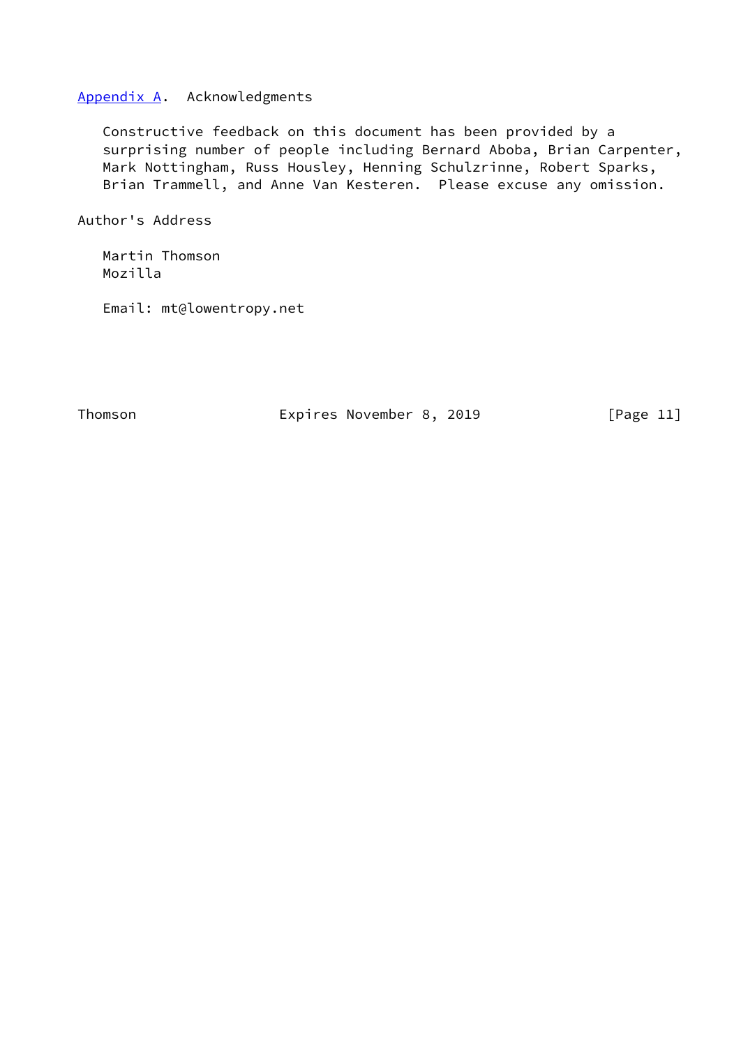## Appendix A. Acknowledgments

Constructive feedback on this document has been provided by a surprising number of people including Bernard Aboba, Brian Carpenter, Mark Nottingham, Russ Housley, Henning Schulzrinne, Robert Sparks, Brian Trammell, and Anne Van Kesteren. Please excuse any omission.

## Author's Address

Martin Thomson
Mozilla

Email: mt@lowentropy.net